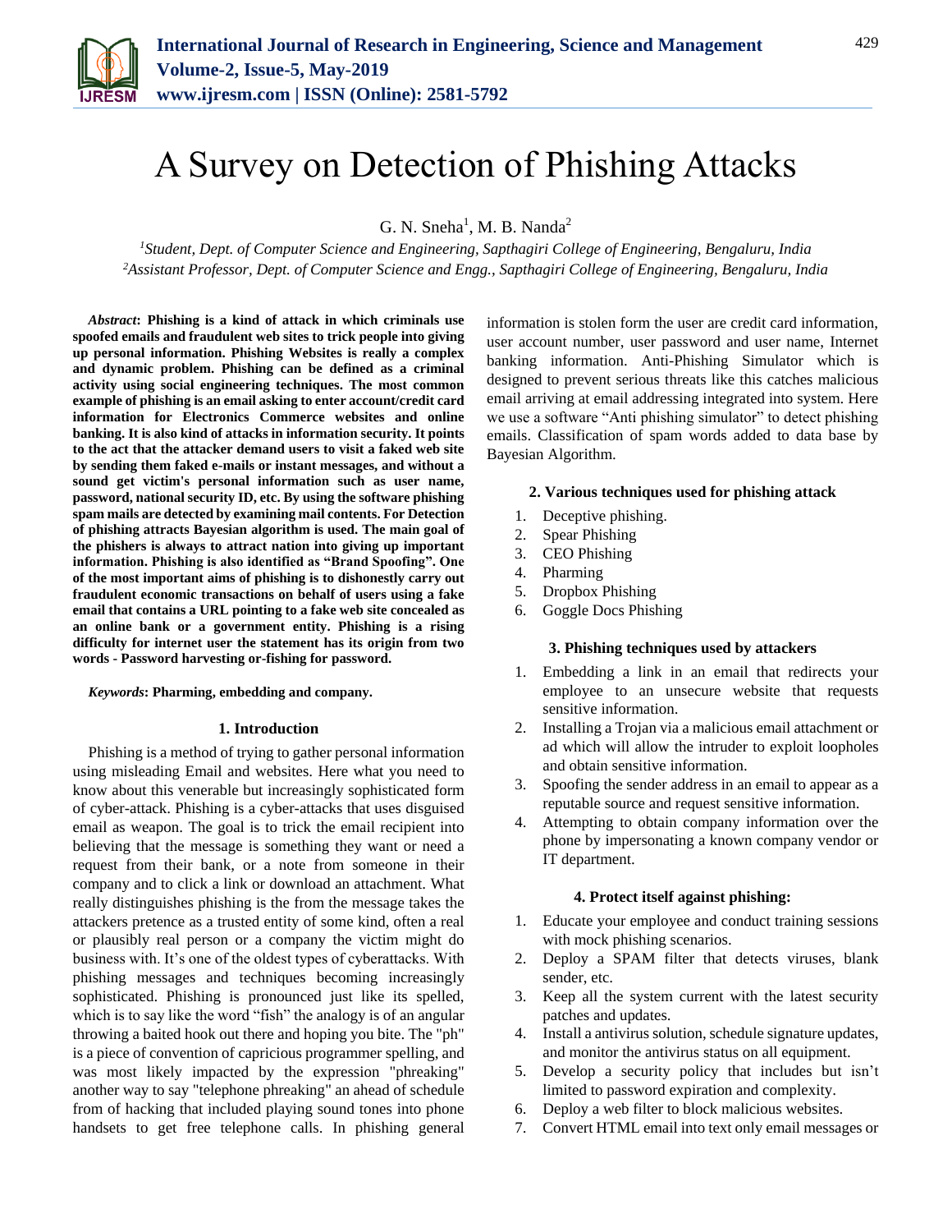# A Survey on Detection of Phishing Attacks

G. N. Sneha[1], M. B. Nanda[2]

[1]*Student, Dept. of Computer Science and Engineering, Sapthagiri College of Engineering, Bengaluru, India*
[2]*Assistant Professor, Dept. of Computer Science and Engg., Sapthagiri College of Engineering, Bengaluru, India*

***Abstract*: Phishing is a kind of attack in which criminals use spoofed emails and fraudulent web sites to trick people into giving up personal information. Phishing Websites is really a complex and dynamic problem. Phishing can be defined as a criminal activity using social engineering techniques. The most common example of phishing is an email asking to enter account/credit card information for Electronics Commerce websites and online banking. It is also kind of attacks in information security. It points to the act that the attacker demand users to visit a faked web site by sending them faked e-mails or instant messages, and without a sound get victim's personal information such as user name, password, national security ID, etc. By using the software phishing spam mails are detected by examining mail contents. For Detection of phishing attracts Bayesian algorithm is used. The main goal of the phishers is always to attract nation into giving up important information. Phishing is also identified as "Brand Spoofing". One of the most important aims of phishing is to dishonestly carry out fraudulent economic transactions on behalf of users using a fake email that contains a URL pointing to a fake web site concealed as an online bank or a government entity. Phishing is a rising difficulty for internet user the statement has its origin from two words - Password harvesting or-fishing for password.**

***Keywords*: Pharming, embedding and company.**

## 1. Introduction

Phishing is a method of trying to gather personal information using misleading Email and websites. Here what you need to know about this venerable but increasingly sophisticated form of cyber-attack. Phishing is a cyber-attacks that uses disguised email as weapon. The goal is to trick the email recipient into believing that the message is something they want or need a request from their bank, or a note from someone in their company and to click a link or download an attachment. What really distinguishes phishing is the from the message takes the attackers pretence as a trusted entity of some kind, often a real or plausibly real person or a company the victim might do business with. It's one of the oldest types of cyberattacks. With phishing messages and techniques becoming increasingly sophisticated. Phishing is pronounced just like its spelled, which is to say like the word "fish" the analogy is of an angular throwing a baited hook out there and hoping you bite. The "ph" is a piece of convention of capricious programmer spelling, and was most likely impacted by the expression "phreaking" another way to say "telephone phreaking" an ahead of schedule from of hacking that included playing sound tones into phone handsets to get free telephone calls. In phishing general information is stolen form the user are credit card information, user account number, user password and user name, Internet banking information. Anti-Phishing Simulator which is designed to prevent serious threats like this catches malicious email arriving at email addressing integrated into system. Here we use a software "Anti phishing simulator" to detect phishing emails. Classification of spam words added to data base by Bayesian Algorithm.

## 2. Various techniques used for phishing attack

1. Deceptive phishing.
2. Spear Phishing
3. CEO Phishing
4. Pharming
5. Dropbox Phishing
6. Goggle Docs Phishing

## 3. Phishing techniques used by attackers

1. Embedding a link in an email that redirects your employee to an unsecure website that requests sensitive information.
2. Installing a Trojan via a malicious email attachment or ad which will allow the intruder to exploit loopholes and obtain sensitive information.
3. Spoofing the sender address in an email to appear as a reputable source and request sensitive information.
4. Attempting to obtain company information over the phone by impersonating a known company vendor or IT department.

## 4. Protect itself against phishing:

1. Educate your employee and conduct training sessions with mock phishing scenarios.
2. Deploy a SPAM filter that detects viruses, blank sender, etc.
3. Keep all the system current with the latest security patches and updates.
4. Install a antivirus solution, schedule signature updates, and monitor the antivirus status on all equipment.
5. Develop a security policy that includes but isn't limited to password expiration and complexity.
6. Deploy a web filter to block malicious websites.
7. Convert HTML email into text only email messages or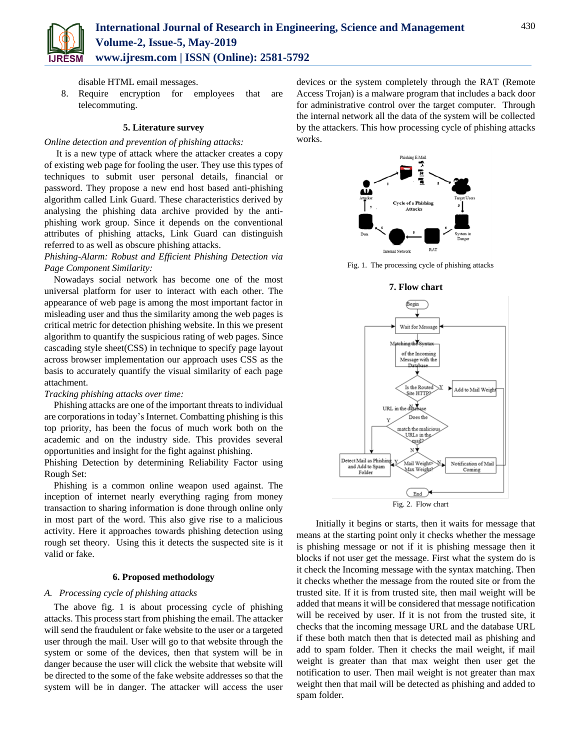disable HTML email messages.

8. Require encryption for employees that are telecommuting.

## 5. Literature survey

*Online detection and prevention of phishing attacks:*

It is a new type of attack where the attacker creates a copy of existing web page for fooling the user. They use this types of techniques to submit user personal details, financial or password. They propose a new end host based anti-phishing algorithm called Link Guard. These characteristics derived by analysing the phishing data archive provided by the anti-phishing work group. Since it depends on the conventional attributes of phishing attacks, Link Guard can distinguish referred to as well as obscure phishing attacks.

*Phishing-Alarm: Robust and Efficient Phishing Detection via Page Component Similarity:*

Nowadays social network has become one of the most universal platform for user to interact with each other. The appearance of web page is among the most important factor in misleading user and thus the similarity among the web pages is critical metric for detection phishing website. In this we present algorithm to quantify the suspicious rating of web pages. Since cascading style sheet(CSS) in technique to specify page layout across browser implementation our approach uses CSS as the basis to accurately quantify the visual similarity of each page attachment.

*Tracking phishing attacks over time:*

Phishing attacks are one of the important threats to individual are corporations in today's Internet. Combatting phishing is this top priority, has been the focus of much work both on the academic and on the industry side. This provides several opportunities and insight for the fight against phishing.

Phishing Detection by determining Reliability Factor using Rough Set:

Phishing is a common online weapon used against. The inception of internet nearly everything raging from money transaction to sharing information is done through online only in most part of the word. This also give rise to a malicious activity. Here it approaches towards phishing detection using rough set theory. Using this it detects the suspected site is it valid or fake.

## 6. Proposed methodology

### *A. Processing cycle of phishing attacks*

The above fig. 1 is about processing cycle of phishing attacks. This process start from phishing the email. The attacker will send the fraudulent or fake website to the user or a targeted user through the mail. User will go to that website through the system or some of the devices, then that system will be in danger because the user will click the website that website will be directed to the some of the fake website addresses so that the system will be in danger. The attacker will access the user devices or the system completely through the RAT (Remote Access Trojan) is a malware program that includes a back door for administrative control over the target computer. Through the internal network all the data of the system will be collected by the attackers. This how processing cycle of phishing attacks works.

Fig. 1. The processing cycle of phishing attacks

## 7. Flow chart

Fig. 2. Flow chart

Initially it begins or starts, then it waits for message that means at the starting point only it checks whether the message is phishing message or not if it is phishing message then it blocks if not user get the message. First what the system do is it check the Incoming message with the syntax matching. Then it checks whether the message from the routed site or from the trusted site. If it is from trusted site, then mail weight will be added that means it will be considered that message notification will be received by user. If it is not from the trusted site, it checks that the incoming message URL and the database URL if these both match then that is detected mail as phishing and add to spam folder. Then it checks the mail weight, if mail weight is greater than that max weight then user get the notification to user. Then mail weight is not greater than max weight then that mail will be detected as phishing and added to spam folder.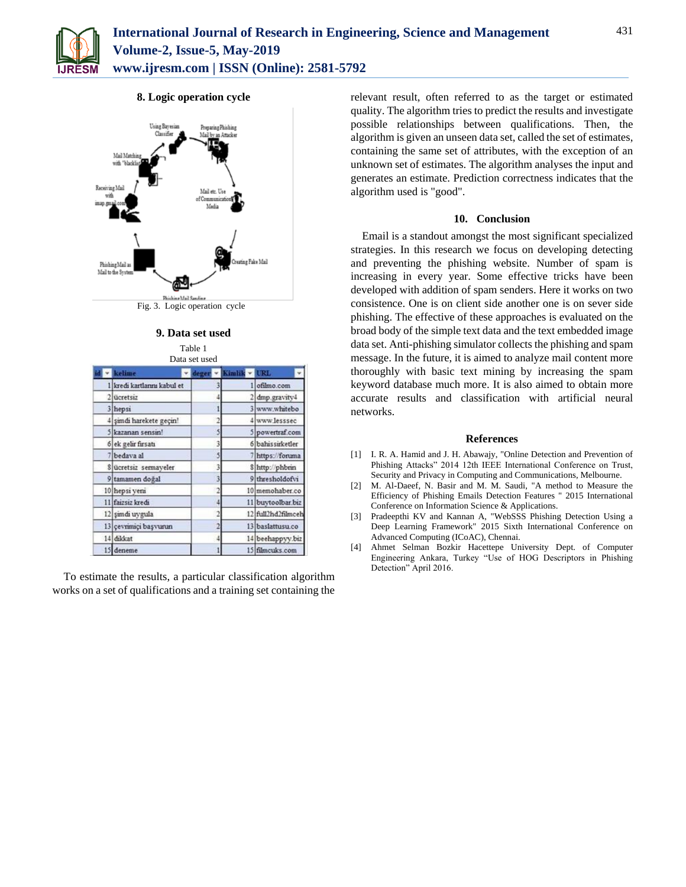## 8. Logic operation cycle

Using Bayesian Classifier

Preparing Phishing Mail by an Attacker

Mail Matching with "blacklist"

Mail etc. Use of Communication Media

Receiving Mail with imap.gmail.com

Creating Fake Mail

Phishing Mail as Mail to the System

Phishing Mail Sending

Fig. 3. Logic operation cycle

## 9. Data set used

Table 1
Data set used

| id | kelime | deger | Kimlik | URL |
|---|---|---|---|---|
| 1 | kredi kartlarını kabul et | 3 | 1 | ofilmo.com |
| 2 | ücretsiz | 4 | 2 | dmp.gravity4 |
| 3 | hepsi | 1 | 3 | www.whitebo |
| 4 | şimdi harekete geçin! | 2 | 4 | www.lesssec |
| 5 | kazanan sensin! | 5 | 5 | powertraf.com |
| 6 | ek gelir fırsatı | 3 | 6 | bahissirketler |
| 7 | bedava al | 5 | 7 | https://foruma |
| 8 | ücretsiz sermayeler | 3 | 8 | http://phbrin |
| 9 | tamamen doğal | 3 | 9 | thresholdofvi |
| 10 | hepsi yeni | 2 | 10 | memohaber.co |
| 11 | faizsiz kredi | 4 | 11 | buytoolbar.biz |
| 12 | şimdi uygula | 2 | 12 | full2hd2filmceh |
| 13 | çevrimiçi başvurun | 2 | 13 | baslattusu.co |
| 14 | dikkat | 4 | 14 | beehappyy.biz |
| 15 | deneme | 1 | 15 | filmcuks.com |

To estimate the results, a particular classification algorithm works on a set of qualifications and a training set containing the relevant result, often referred to as the target or estimated quality. The algorithm tries to predict the results and investigate possible relationships between qualifications. Then, the algorithm is given an unseen data set, called the set of estimates, containing the same set of attributes, with the exception of an unknown set of estimates. The algorithm analyses the input and generates an estimate. Prediction correctness indicates that the algorithm used is "good".

## 10. Conclusion

Email is a standout amongst the most significant specialized strategies. In this research we focus on developing detecting and preventing the phishing website. Number of spam is increasing in every year. Some effective tricks have been developed with addition of spam senders. Here it works on two consistence. One is on client side another one is on sever side phishing. The effective of these approaches is evaluated on the broad body of the simple text data and the text embedded image data set. Anti-phishing simulator collects the phishing and spam message. In the future, it is aimed to analyze mail content more thoroughly with basic text mining by increasing the spam keyword database much more. It is also aimed to obtain more accurate results and classification with artificial neural networks.

## References

[1] I. R. A. Hamid and J. H. Abawajy, "Online Detection and Prevention of Phishing Attacks" 2014 12th IEEE International Conference on Trust, Security and Privacy in Computing and Communications, Melbourne.

[2] M. Al-Daeef, N. Basir and M. M. Saudi, "A method to Measure the Efficiency of Phishing Emails Detection Features " 2015 International Conference on Information Science & Applications.

[3] Pradeepthi KV and Kannan A, "WebSSS Phishing Detection Using a Deep Learning Framework" 2015 Sixth International Conference on Advanced Computing (ICoAC), Chennai.

[4] Ahmet Selman Bozkir Hacettepe University Dept. of Computer Engineering Ankara, Turkey "Use of HOG Descriptors in Phishing Detection" April 2016.